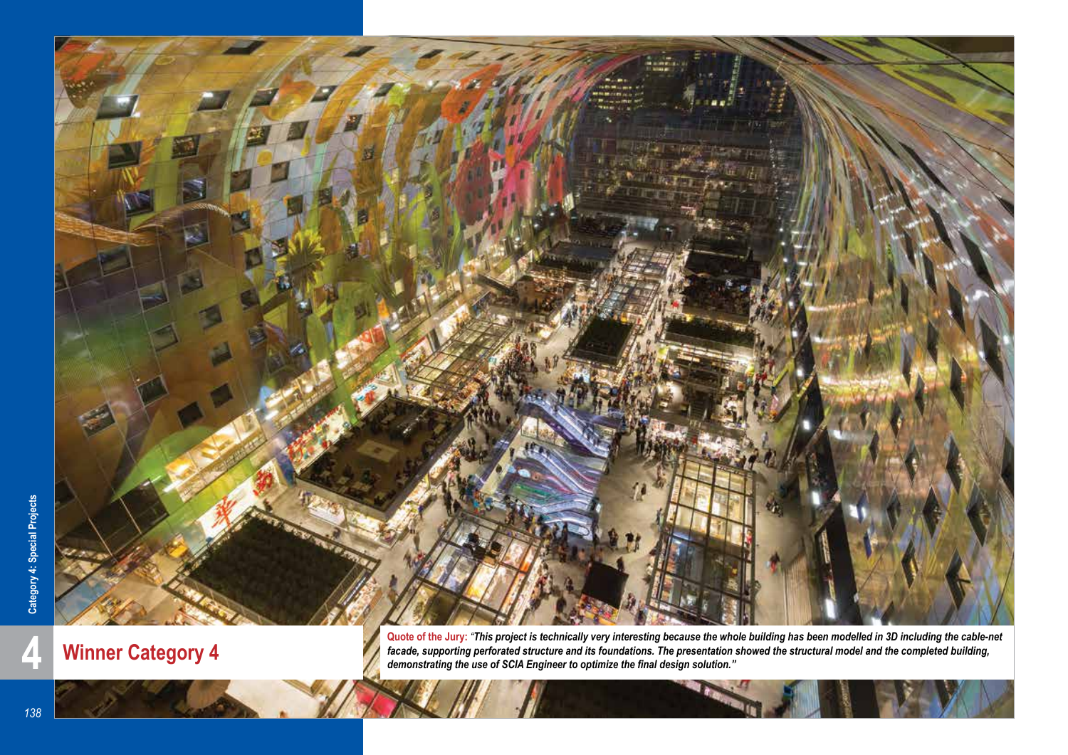# 4 Winner Category 4

**Quote of the Jury:** *"This project is technically very interesting because the whole building has been modelled in 3D including the cable-net facade, supporting perforated structure and its foundations. The presentation showed the structural model and the completed building, demonstrating the use of SCIA Engineer to optimize the final design solution."*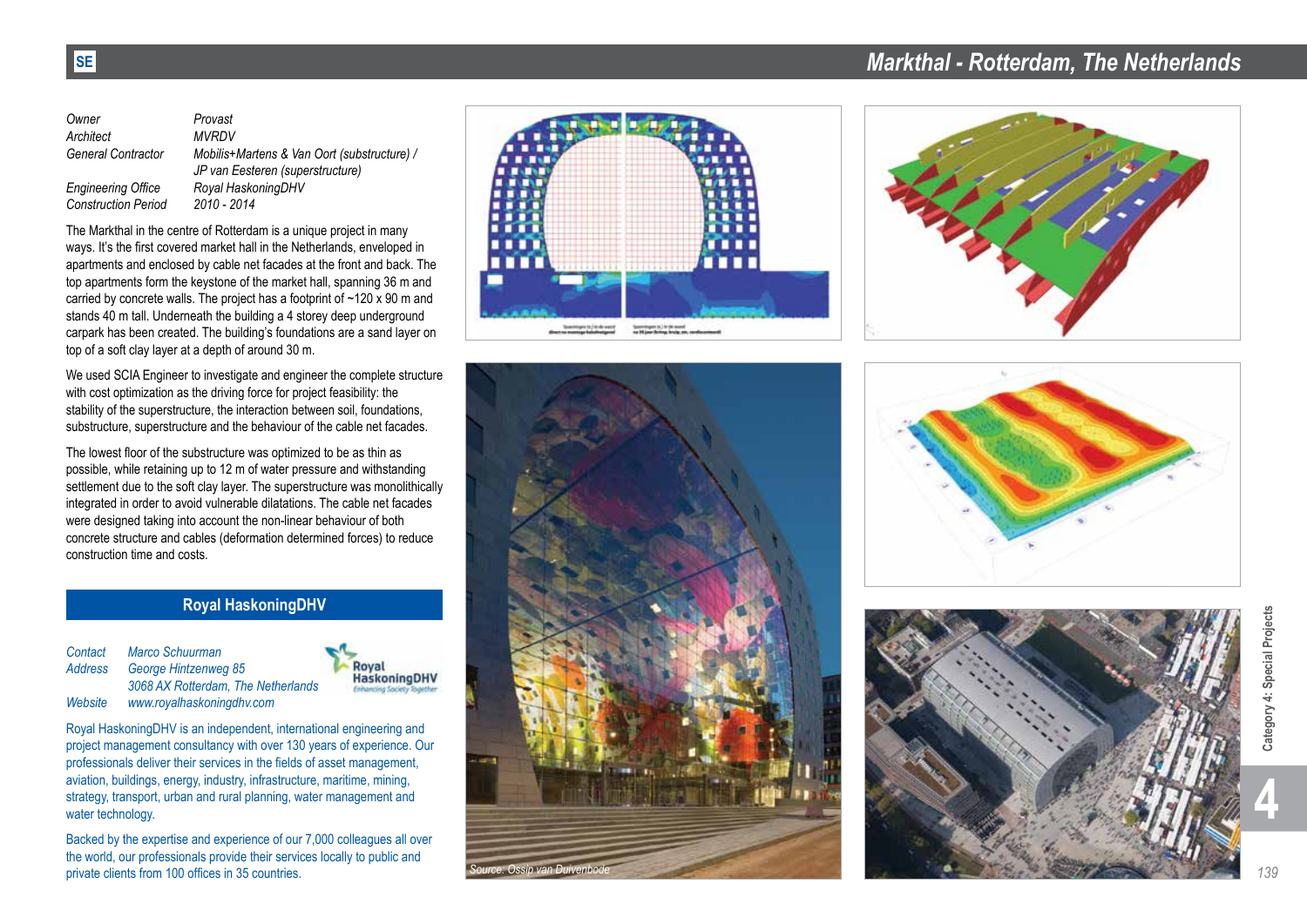# Markthal - Rotterdam, The Netherlands

| | |
|---|---|
| *Owner* | *Provast* |
| *Architect* | *MVRDV* |
| *General Contractor* | *Mobilis+Martens & Van Oort (substructure) / JP van Eesteren (superstructure)* |
| *Engineering Office* | *Royal HaskoningDHV* |
| *Construction Period* | *2010 - 2014* |

The Markthal in the centre of Rotterdam is a unique project in many ways. It's the first covered market hall in the Netherlands, enveloped in apartments and enclosed by cable net facades at the front and back. The top apartments form the keystone of the market hall, spanning 36 m and carried by concrete walls. The project has a footprint of ~120 x 90 m and stands 40 m tall. Underneath the building a 4 storey deep underground carpark has been created. The building's foundations are a sand layer on top of a soft clay layer at a depth of around 30 m.

We used SCIA Engineer to investigate and engineer the complete structure with cost optimization as the driving force for project feasibility: the stability of the superstructure, the interaction between soil, foundations, substructure, superstructure and the behaviour of the cable net facades.

The lowest floor of the substructure was optimized to be as thin as possible, while retaining up to 12 m of water pressure and withstanding settlement due to the soft clay layer. The superstructure was monolithically integrated in order to avoid vulnerable dilatations. The cable net facades were designed taking into account the non-linear behaviour of both concrete structure and cables (deformation determined forces) to reduce construction time and costs.

## Royal HaskoningDHV

| | |
|---|---|
| *Contact* | *Marco Schuurman* |
| *Address* | *George Hintzenweg 85* |
| | *3068 AX Rotterdam, The Netherlands* |
| *Website* | *www.royalhaskoningdhv.com* |

Royal HaskoningDHV is an independent, international engineering and project management consultancy with over 130 years of experience. Our professionals deliver their services in the fields of asset management, aviation, buildings, energy, industry, infrastructure, maritime, mining, strategy, transport, urban and rural planning, water management and water technology.

Backed by the expertise and experience of our 7,000 colleagues all over the world, our professionals provide their services locally to public and private clients from 100 offices in 35 countries.

*Source: Ossip van Duivenbode*